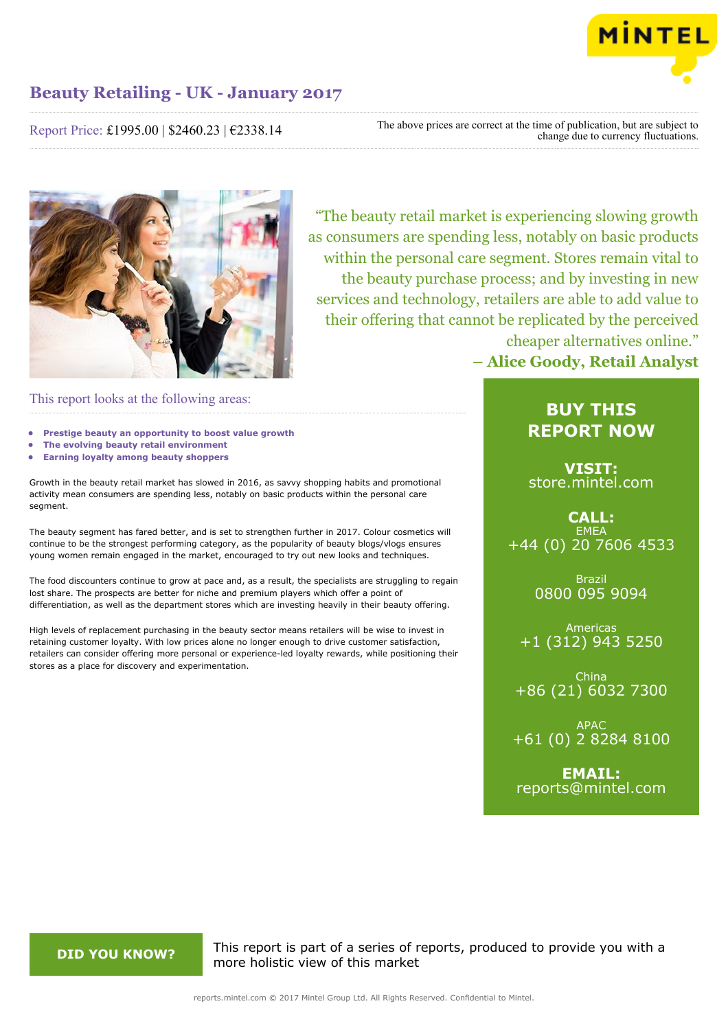# Beauty Retailing - UK - January 2017

Report Price: £1995.00 | $2460.23 | €2338.14

The above prices are correct at the time of publication, but are subject to change due to currency fluctuations.

"The beauty retail market is experiencing slowing growth as consumers are spending less, notably on basic products within the personal care segment. Stores remain vital to the beauty purchase process; and by investing in new services and technology, retailers are able to add value to their offering that cannot be replicated by the perceived cheaper alternatives online."

**– Alice Goody, Retail Analyst**

## This report looks at the following areas:

- **Prestige beauty an opportunity to boost value growth**
- **The evolving beauty retail environment**
- **Earning loyalty among beauty shoppers**

Growth in the beauty retail market has slowed in 2016, as savvy shopping habits and promotional activity mean consumers are spending less, notably on basic products within the personal care segment.

The beauty segment has fared better, and is set to strengthen further in 2017. Colour cosmetics will continue to be the strongest performing category, as the popularity of beauty blogs/vlogs ensures young women remain engaged in the market, encouraged to try out new looks and techniques.

The food discounters continue to grow at pace and, as a result, the specialists are struggling to regain lost share. The prospects are better for niche and premium players which offer a point of differentiation, as well as the department stores which are investing heavily in their beauty offering.

High levels of replacement purchasing in the beauty sector means retailers will be wise to invest in retaining customer loyalty. With low prices alone no longer enough to drive customer satisfaction, retailers can consider offering more personal or experience-led loyalty rewards, while positioning their stores as a place for discovery and experimentation.

## BUY THIS REPORT NOW

**VISIT:**
store.mintel.com

**CALL:**

EMEA
+44 (0) 20 7606 4533

Brazil
0800 095 9094

Americas
+1 (312) 943 5250

China
+86 (21) 6032 7300

APAC
+61 (0) 2 8284 8100

**EMAIL:**
reports@mintel.com

**DID YOU KNOW?**

This report is part of a series of reports, produced to provide you with a more holistic view of this market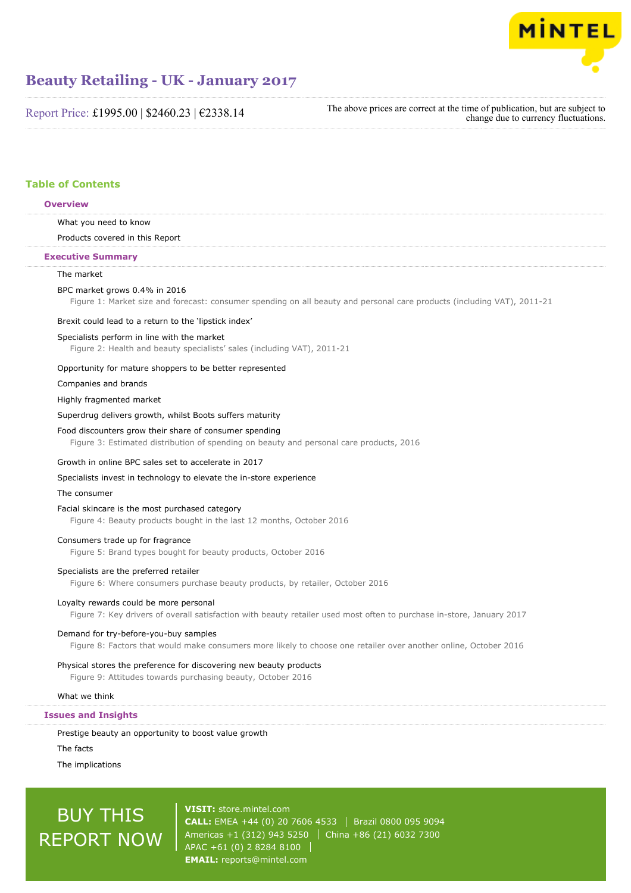# Beauty Retailing - UK - January 2017

Report Price: £1995.00 | $2460.23 | €2338.14

The above prices are correct at the time of publication, but are subject to change due to currency fluctuations.

## Table of Contents

### Overview

What you need to know

Products covered in this Report

### Executive Summary

The market

BPC market grows 0.4% in 2016

Figure 1: Market size and forecast: consumer spending on all beauty and personal care products (including VAT), 2011-21

Brexit could lead to a return to the 'lipstick index'

Specialists perform in line with the market

Figure 2: Health and beauty specialists' sales (including VAT), 2011-21

Opportunity for mature shoppers to be better represented

Companies and brands

Highly fragmented market

Superdrug delivers growth, whilst Boots suffers maturity

Food discounters grow their share of consumer spending

Figure 3: Estimated distribution of spending on beauty and personal care products, 2016

Growth in online BPC sales set to accelerate in 2017

Specialists invest in technology to elevate the in-store experience

The consumer

Facial skincare is the most purchased category

Figure 4: Beauty products bought in the last 12 months, October 2016

Consumers trade up for fragrance

Figure 5: Brand types bought for beauty products, October 2016

Specialists are the preferred retailer

Figure 6: Where consumers purchase beauty products, by retailer, October 2016

Loyalty rewards could be more personal

Figure 7: Key drivers of overall satisfaction with beauty retailer used most often to purchase in-store, January 2017

Demand for try-before-you-buy samples

Figure 8: Factors that would make consumers more likely to choose one retailer over another online, October 2016

Physical stores the preference for discovering new beauty products

Figure 9: Attitudes towards purchasing beauty, October 2016

What we think

### Issues and Insights

Prestige beauty an opportunity to boost value growth

The facts

The implications

BUY THIS REPORT NOW

**VISIT:** store.mintel.com
**CALL:** EMEA +44 (0) 20 7606 4533 | Brazil 0800 095 9094
Americas +1 (312) 943 5250 | China +86 (21) 6032 7300
APAC +61 (0) 2 8284 8100
**EMAIL:** reports@mintel.com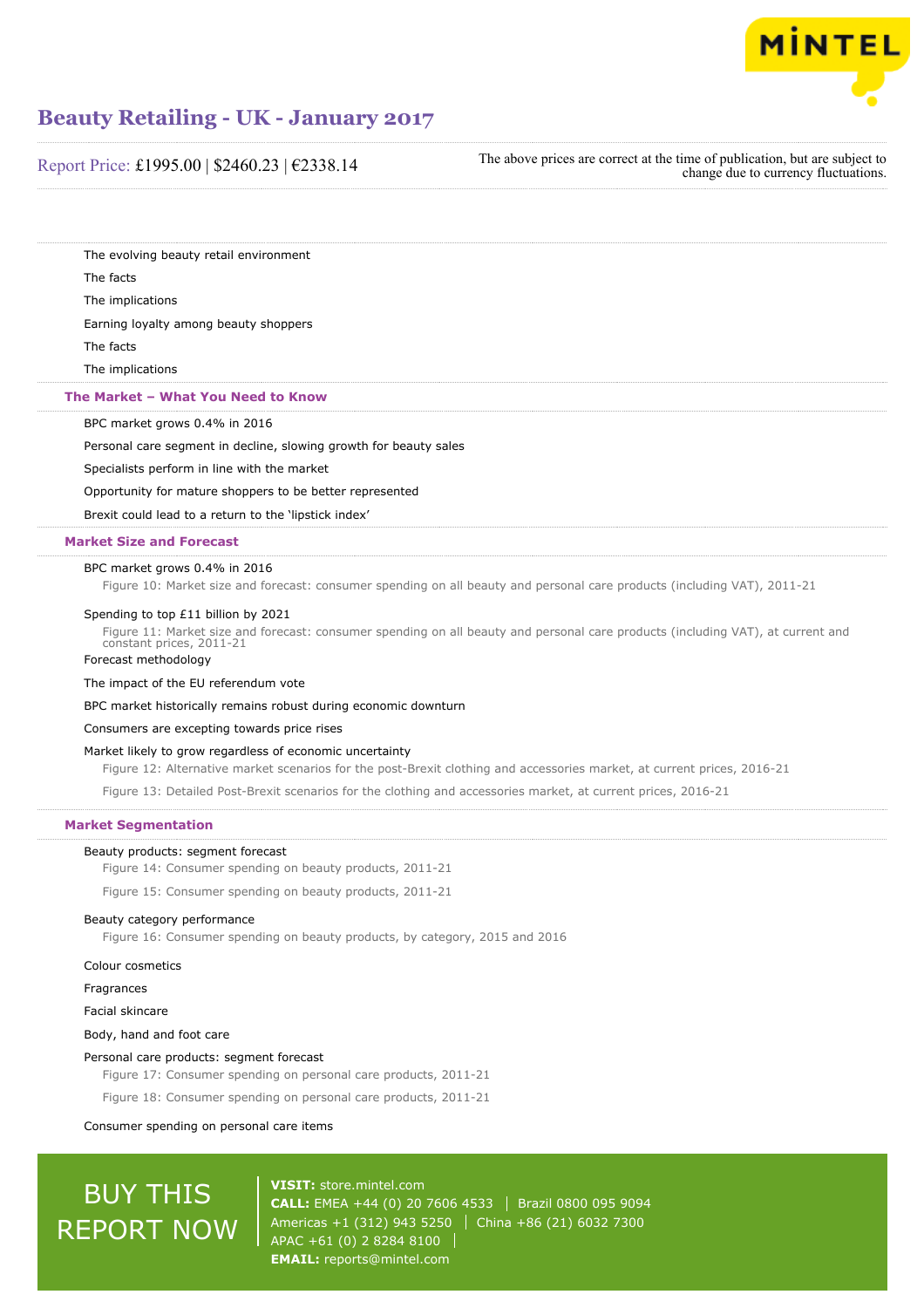The evolving beauty retail environment

The facts

The implications

Earning loyalty among beauty shoppers

The facts

The implications

## The Market – What You Need to Know

BPC market grows 0.4% in 2016

Personal care segment in decline, slowing growth for beauty sales

Specialists perform in line with the market

Opportunity for mature shoppers to be better represented

Brexit could lead to a return to the 'lipstick index'

## Market Size and Forecast

BPC market grows 0.4% in 2016

Figure 10: Market size and forecast: consumer spending on all beauty and personal care products (including VAT), 2011-21

Spending to top £11 billion by 2021

Figure 11: Market size and forecast: consumer spending on all beauty and personal care products (including VAT), at current and constant prices, 2011-21

Forecast methodology

The impact of the EU referendum vote

BPC market historically remains robust during economic downturn

Consumers are excepting towards price rises

Market likely to grow regardless of economic uncertainty

Figure 12: Alternative market scenarios for the post-Brexit clothing and accessories market, at current prices, 2016-21

Figure 13: Detailed Post-Brexit scenarios for the clothing and accessories market, at current prices, 2016-21

## Market Segmentation

Beauty products: segment forecast

Figure 14: Consumer spending on beauty products, 2011-21

Figure 15: Consumer spending on beauty products, 2011-21

Beauty category performance

Figure 16: Consumer spending on beauty products, by category, 2015 and 2016

Colour cosmetics

Fragrances

Facial skincare

Body, hand and foot care

Personal care products: segment forecast

Figure 17: Consumer spending on personal care products, 2011-21

Figure 18: Consumer spending on personal care products, 2011-21

Consumer spending on personal care items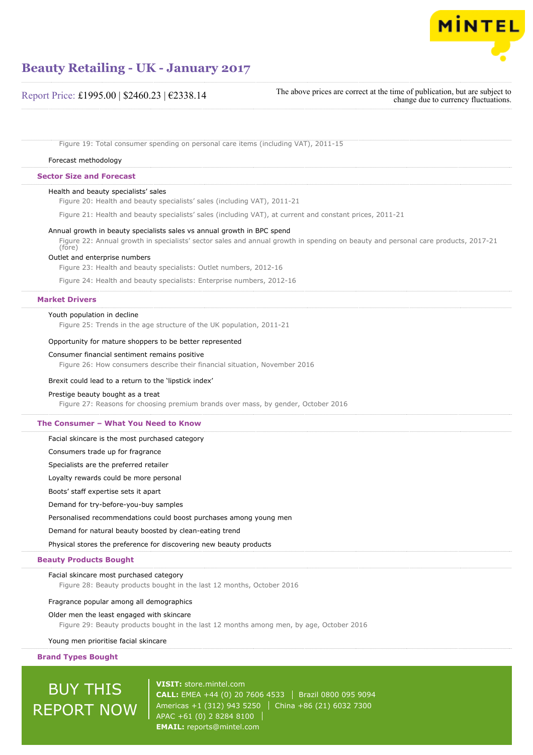Figure 19: Total consumer spending on personal care items (including VAT), 2011-15

Forecast methodology

## Sector Size and Forecast

Health and beauty specialists' sales

Figure 20: Health and beauty specialists' sales (including VAT), 2011-21

Figure 21: Health and beauty specialists' sales (including VAT), at current and constant prices, 2011-21

Annual growth in beauty specialists sales vs annual growth in BPC spend

Figure 22: Annual growth in specialists' sector sales and annual growth in spending on beauty and personal care products, 2017-21 (fore)

Outlet and enterprise numbers

Figure 23: Health and beauty specialists: Outlet numbers, 2012-16

Figure 24: Health and beauty specialists: Enterprise numbers, 2012-16

## Market Drivers

Youth population in decline

Figure 25: Trends in the age structure of the UK population, 2011-21

Opportunity for mature shoppers to be better represented

Consumer financial sentiment remains positive

Figure 26: How consumers describe their financial situation, November 2016

Brexit could lead to a return to the 'lipstick index'

Prestige beauty bought as a treat

Figure 27: Reasons for choosing premium brands over mass, by gender, October 2016

## The Consumer – What You Need to Know

Facial skincare is the most purchased category

Consumers trade up for fragrance

Specialists are the preferred retailer

Loyalty rewards could be more personal

Boots' staff expertise sets it apart

Demand for try-before-you-buy samples

Personalised recommendations could boost purchases among young men

Demand for natural beauty boosted by clean-eating trend

Physical stores the preference for discovering new beauty products

## Beauty Products Bought

Facial skincare most purchased category

Figure 28: Beauty products bought in the last 12 months, October 2016

Fragrance popular among all demographics

Older men the least engaged with skincare

Figure 29: Beauty products bought in the last 12 months among men, by age, October 2016

Young men prioritise facial skincare

## Brand Types Bought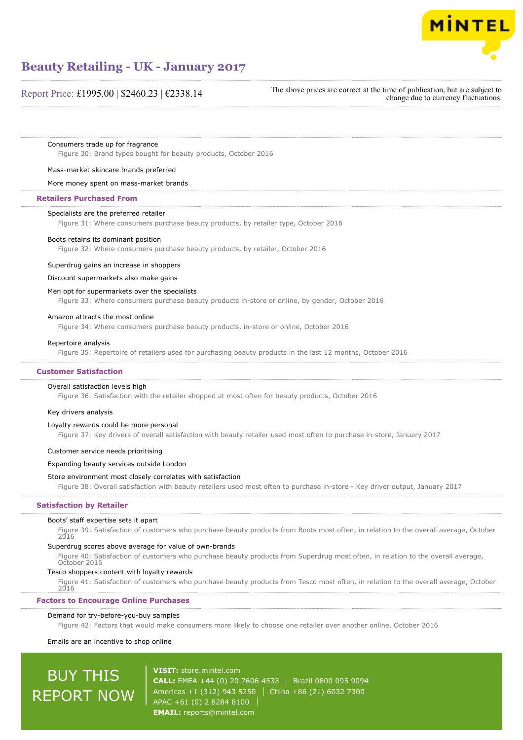Consumers trade up for fragrance

Figure 30: Brand types bought for beauty products, October 2016

Mass-market skincare brands preferred

More money spent on mass-market brands

## Retailers Purchased From

Specialists are the preferred retailer

Figure 31: Where consumers purchase beauty products, by retailer type, October 2016

Boots retains its dominant position

Figure 32: Where consumers purchase beauty products, by retailer, October 2016

Superdrug gains an increase in shoppers

Discount supermarkets also make gains

Men opt for supermarkets over the specialists

Figure 33: Where consumers purchase beauty products in-store or online, by gender, October 2016

Amazon attracts the most online

Figure 34: Where consumers purchase beauty products, in-store or online, October 2016

Repertoire analysis

Figure 35: Repertoire of retailers used for purchasing beauty products in the last 12 months, October 2016

## Customer Satisfaction

Overall satisfaction levels high

Figure 36: Satisfaction with the retailer shopped at most often for beauty products, October 2016

Key drivers analysis

Loyalty rewards could be more personal

Figure 37: Key drivers of overall satisfaction with beauty retailer used most often to purchase in-store, January 2017

Customer service needs prioritising

Expanding beauty services outside London

Store environment most closely correlates with satisfaction

Figure 38: Overall satisfaction with beauty retailers used most often to purchase in-store - Key driver output, January 2017

## Satisfaction by Retailer

Boots' staff expertise sets it apart

Figure 39: Satisfaction of customers who purchase beauty products from Boots most often, in relation to the overall average, October 2016

Superdrug scores above average for value of own-brands

Figure 40: Satisfaction of customers who purchase beauty products from Superdrug most often, in relation to the overall average, October 2016

Tesco shoppers content with loyalty rewards

Figure 41: Satisfaction of customers who purchase beauty products from Tesco most often, in relation to the overall average, October 2016

## Factors to Encourage Online Purchases

Demand for try-before-you-buy samples

Figure 42: Factors that would make consumers more likely to choose one retailer over another online, October 2016

Emails are an incentive to shop online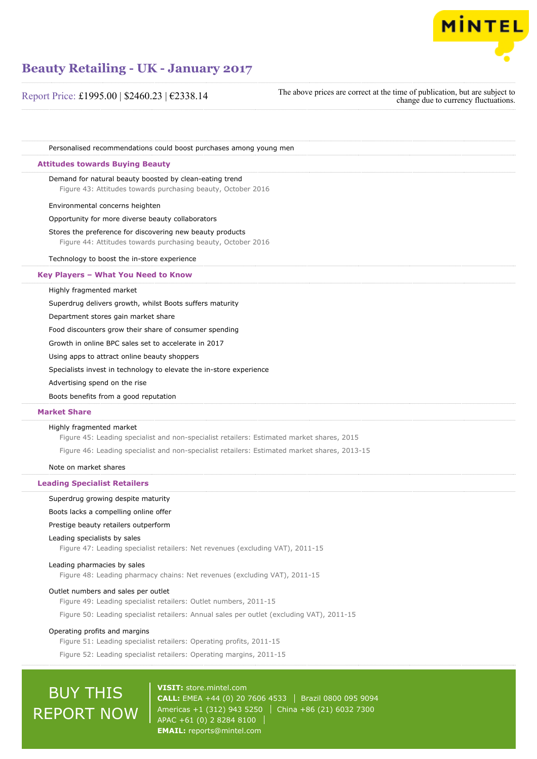Personalised recommendations could boost purchases among young men

## Attitudes towards Buying Beauty

Demand for natural beauty boosted by clean-eating trend

Figure 43: Attitudes towards purchasing beauty, October 2016

Environmental concerns heighten

Opportunity for more diverse beauty collaborators

Stores the preference for discovering new beauty products

Figure 44: Attitudes towards purchasing beauty, October 2016

Technology to boost the in-store experience

## Key Players – What You Need to Know

Highly fragmented market

Superdrug delivers growth, whilst Boots suffers maturity

Department stores gain market share

Food discounters grow their share of consumer spending

Growth in online BPC sales set to accelerate in 2017

Using apps to attract online beauty shoppers

Specialists invest in technology to elevate the in-store experience

Advertising spend on the rise

Boots benefits from a good reputation

## Market Share

Highly fragmented market

Figure 45: Leading specialist and non-specialist retailers: Estimated market shares, 2015

Figure 46: Leading specialist and non-specialist retailers: Estimated market shares, 2013-15

Note on market shares

## Leading Specialist Retailers

Superdrug growing despite maturity

Boots lacks a compelling online offer

Prestige beauty retailers outperform

Leading specialists by sales

Figure 47: Leading specialist retailers: Net revenues (excluding VAT), 2011-15

Leading pharmacies by sales

Figure 48: Leading pharmacy chains: Net revenues (excluding VAT), 2011-15

Outlet numbers and sales per outlet

Figure 49: Leading specialist retailers: Outlet numbers, 2011-15

Figure 50: Leading specialist retailers: Annual sales per outlet (excluding VAT), 2011-15

Operating profits and margins

Figure 51: Leading specialist retailers: Operating profits, 2011-15

Figure 52: Leading specialist retailers: Operating margins, 2011-15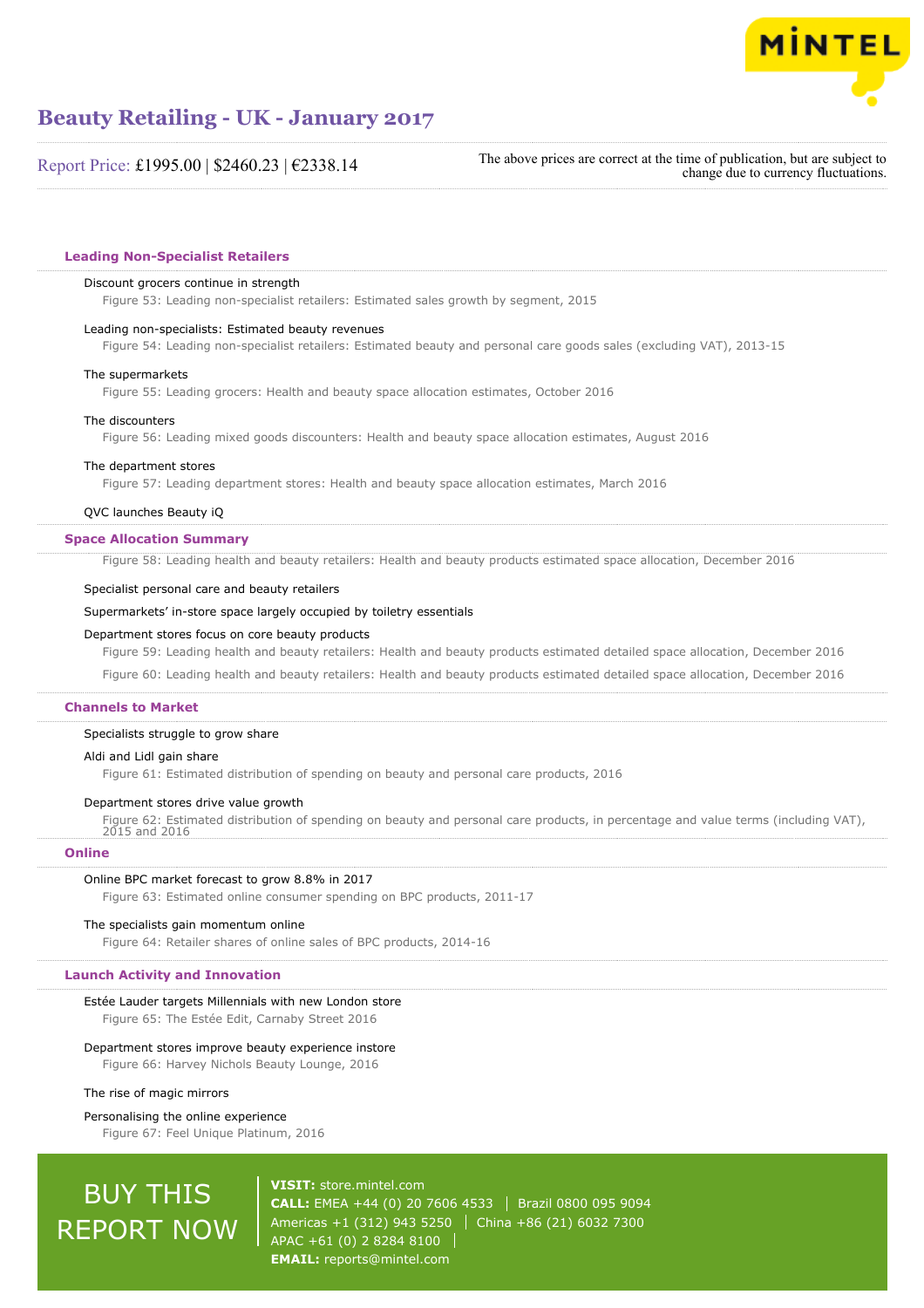# Beauty Retailing - UK - January 2017

Report Price: £1995.00 | $2460.23 | €2338.14

The above prices are correct at the time of publication, but are subject to change due to currency fluctuations.

## Leading Non-Specialist Retailers

Discount grocers continue in strength

Figure 53: Leading non-specialist retailers: Estimated sales growth by segment, 2015

Leading non-specialists: Estimated beauty revenues

Figure 54: Leading non-specialist retailers: Estimated beauty and personal care goods sales (excluding VAT), 2013-15

The supermarkets

Figure 55: Leading grocers: Health and beauty space allocation estimates, October 2016

The discounters

Figure 56: Leading mixed goods discounters: Health and beauty space allocation estimates, August 2016

The department stores

Figure 57: Leading department stores: Health and beauty space allocation estimates, March 2016

QVC launches Beauty iQ

## Space Allocation Summary

Figure 58: Leading health and beauty retailers: Health and beauty products estimated space allocation, December 2016

Specialist personal care and beauty retailers

Supermarkets' in-store space largely occupied by toiletry essentials

Department stores focus on core beauty products

Figure 59: Leading health and beauty retailers: Health and beauty products estimated detailed space allocation, December 2016

Figure 60: Leading health and beauty retailers: Health and beauty products estimated detailed space allocation, December 2016

## Channels to Market

Specialists struggle to grow share

Aldi and Lidl gain share

Figure 61: Estimated distribution of spending on beauty and personal care products, 2016

Department stores drive value growth

Figure 62: Estimated distribution of spending on beauty and personal care products, in percentage and value terms (including VAT), 2015 and 2016

## Online

Online BPC market forecast to grow 8.8% in 2017

Figure 63: Estimated online consumer spending on BPC products, 2011-17

The specialists gain momentum online

Figure 64: Retailer shares of online sales of BPC products, 2014-16

## Launch Activity and Innovation

Estée Lauder targets Millennials with new London store

Figure 65: The Estée Edit, Carnaby Street 2016

Department stores improve beauty experience instore

Figure 66: Harvey Nichols Beauty Lounge, 2016

The rise of magic mirrors

Personalising the online experience

Figure 67: Feel Unique Platinum, 2016

BUY THIS REPORT NOW

**VISIT:** store.mintel.com
**CALL:** EMEA +44 (0) 20 7606 4533 | Brazil 0800 095 9094
Americas +1 (312) 943 5250 | China +86 (21) 6032 7300
APAC +61 (0) 2 8284 8100 |
**EMAIL:** reports@mintel.com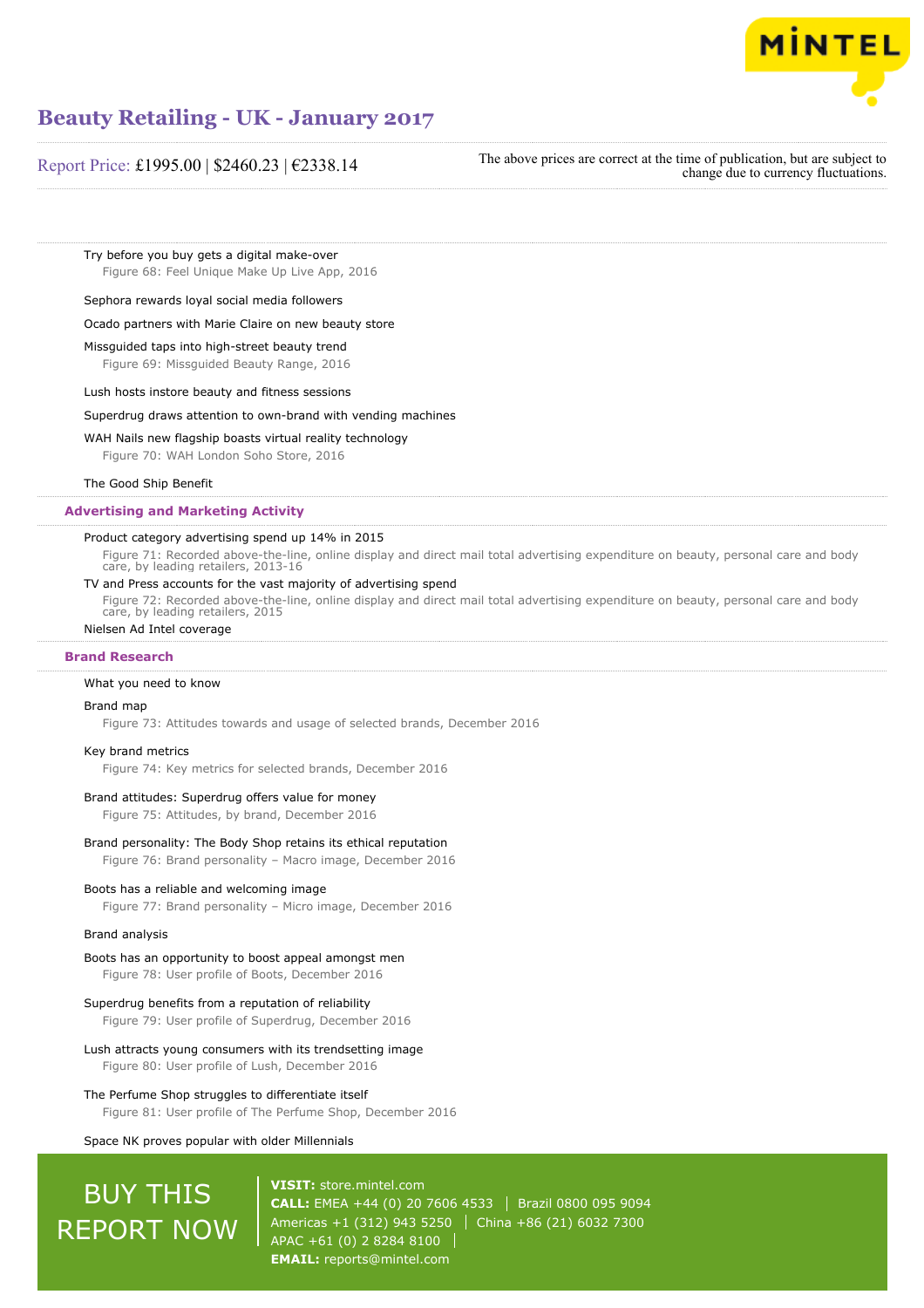Try before you buy gets a digital make-over

Figure 68: Feel Unique Make Up Live App, 2016

Sephora rewards loyal social media followers

Ocado partners with Marie Claire on new beauty store

Missguided taps into high-street beauty trend

Figure 69: Missguided Beauty Range, 2016

Lush hosts instore beauty and fitness sessions

Superdrug draws attention to own-brand with vending machines

WAH Nails new flagship boasts virtual reality technology

Figure 70: WAH London Soho Store, 2016

The Good Ship Benefit

## Advertising and Marketing Activity

Product category advertising spend up 14% in 2015

Figure 71: Recorded above-the-line, online display and direct mail total advertising expenditure on beauty, personal care and body care, by leading retailers, 2013-16

TV and Press accounts for the vast majority of advertising spend

Figure 72: Recorded above-the-line, online display and direct mail total advertising expenditure on beauty, personal care and body care, by leading retailers, 2015

Nielsen Ad Intel coverage

## Brand Research

What you need to know

Brand map

Figure 73: Attitudes towards and usage of selected brands, December 2016

Key brand metrics

Figure 74: Key metrics for selected brands, December 2016

Brand attitudes: Superdrug offers value for money

Figure 75: Attitudes, by brand, December 2016

Brand personality: The Body Shop retains its ethical reputation

Figure 76: Brand personality – Macro image, December 2016

Boots has a reliable and welcoming image

Figure 77: Brand personality – Micro image, December 2016

Brand analysis

Boots has an opportunity to boost appeal amongst men

Figure 78: User profile of Boots, December 2016

Superdrug benefits from a reputation of reliability

Figure 79: User profile of Superdrug, December 2016

Lush attracts young consumers with its trendsetting image

Figure 80: User profile of Lush, December 2016

The Perfume Shop struggles to differentiate itself

Figure 81: User profile of The Perfume Shop, December 2016

Space NK proves popular with older Millennials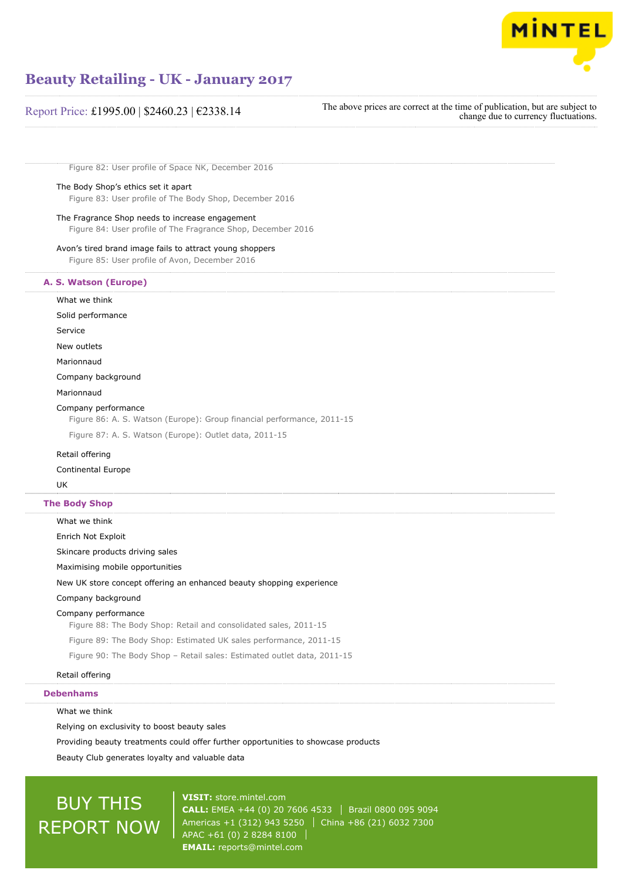Figure 82: User profile of Space NK, December 2016

The Body Shop’s ethics set it apart

Figure 83: User profile of The Body Shop, December 2016

The Fragrance Shop needs to increase engagement

Figure 84: User profile of The Fragrance Shop, December 2016

Avon’s tired brand image fails to attract young shoppers

Figure 85: User profile of Avon, December 2016

## A. S. Watson (Europe)

What we think

Solid performance

Service

New outlets

Marionnaud

Company background

Marionnaud

Company performance

Figure 86: A. S. Watson (Europe): Group financial performance, 2011-15

Figure 87: A. S. Watson (Europe): Outlet data, 2011-15

Retail offering

Continental Europe

UK

## The Body Shop

What we think

Enrich Not Exploit

Skincare products driving sales

Maximising mobile opportunities

New UK store concept offering an enhanced beauty shopping experience

Company background

Company performance

Figure 88: The Body Shop: Retail and consolidated sales, 2011-15

Figure 89: The Body Shop: Estimated UK sales performance, 2011-15

Figure 90: The Body Shop – Retail sales: Estimated outlet data, 2011-15

Retail offering

## Debenhams

What we think

Relying on exclusivity to boost beauty sales

Providing beauty treatments could offer further opportunities to showcase products

Beauty Club generates loyalty and valuable data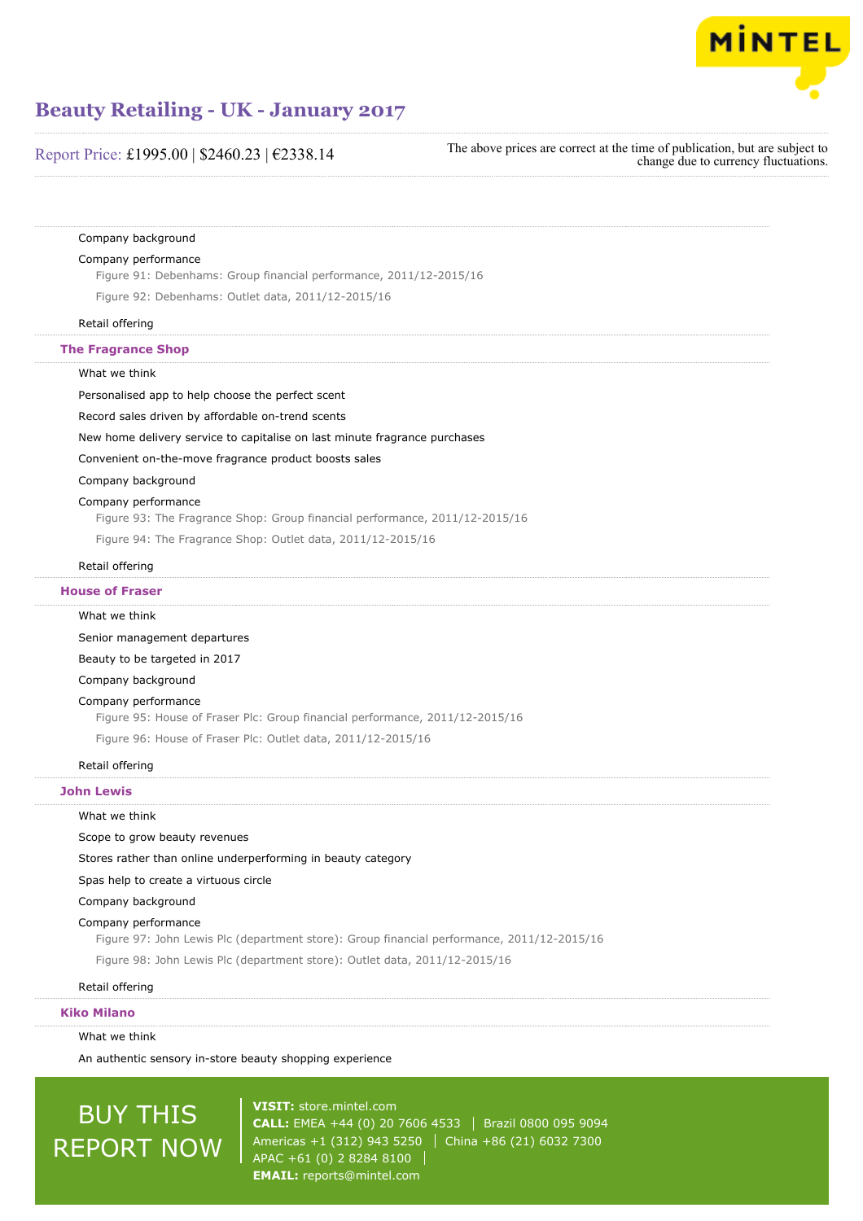Company background

Company performance

Figure 91: Debenhams: Group financial performance, 2011/12-2015/16

Figure 92: Debenhams: Outlet data, 2011/12-2015/16

Retail offering

## The Fragrance Shop

What we think

Personalised app to help choose the perfect scent

Record sales driven by affordable on-trend scents

New home delivery service to capitalise on last minute fragrance purchases

Convenient on-the-move fragrance product boosts sales

Company background

Company performance

Figure 93: The Fragrance Shop: Group financial performance, 2011/12-2015/16

Figure 94: The Fragrance Shop: Outlet data, 2011/12-2015/16

Retail offering

## House of Fraser

What we think

Senior management departures

Beauty to be targeted in 2017

Company background

Company performance

Figure 95: House of Fraser Plc: Group financial performance, 2011/12-2015/16

Figure 96: House of Fraser Plc: Outlet data, 2011/12-2015/16

Retail offering

## John Lewis

What we think

Scope to grow beauty revenues

Stores rather than online underperforming in beauty category

Spas help to create a virtuous circle

Company background

Company performance

Figure 97: John Lewis Plc (department store): Group financial performance, 2011/12-2015/16

Figure 98: John Lewis Plc (department store): Outlet data, 2011/12-2015/16

Retail offering

## Kiko Milano

What we think

An authentic sensory in-store beauty shopping experience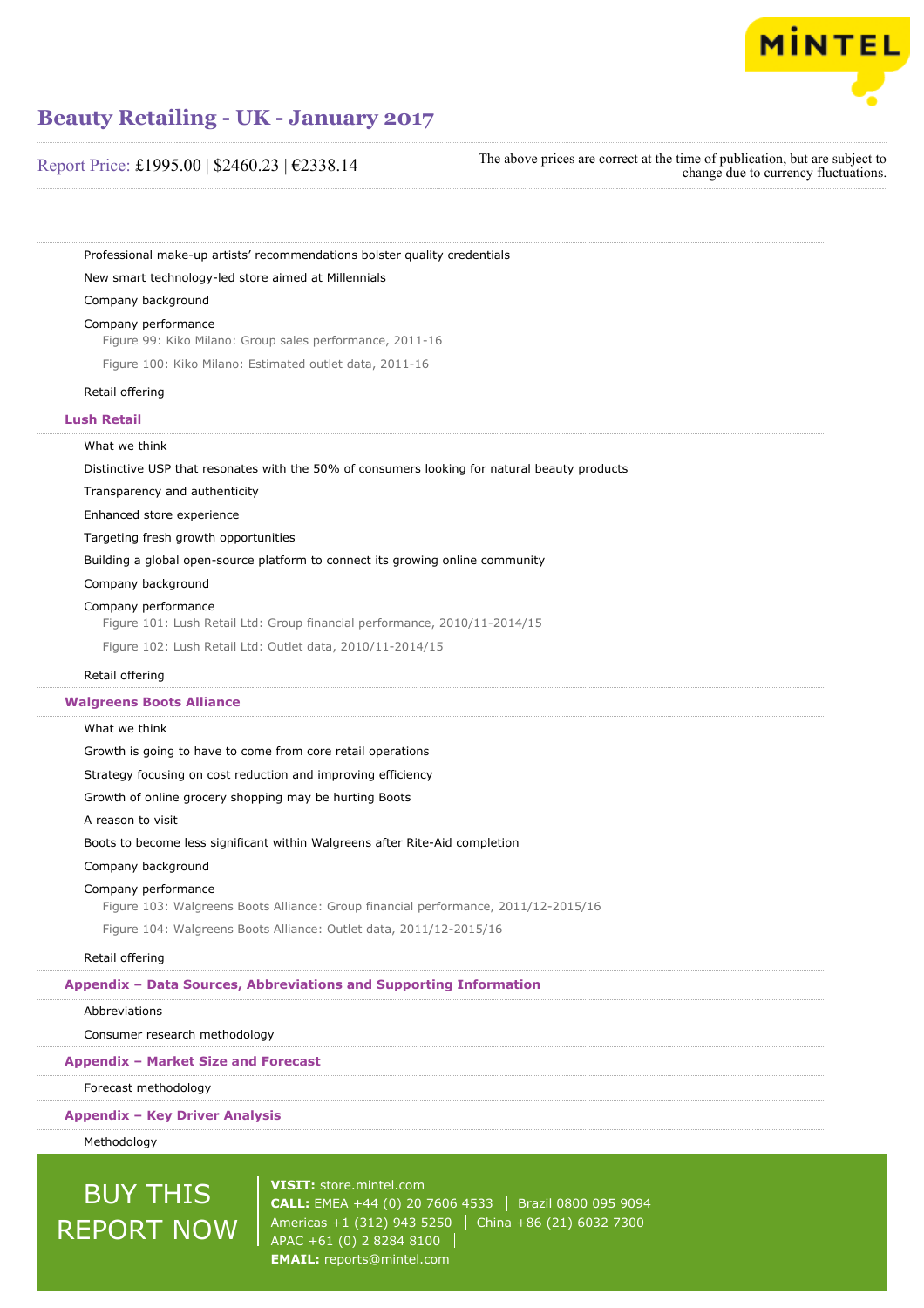Professional make-up artists' recommendations bolster quality credentials

New smart technology-led store aimed at Millennials

Company background

Company performance

Figure 99: Kiko Milano: Group sales performance, 2011-16

Figure 100: Kiko Milano: Estimated outlet data, 2011-16

Retail offering

## Lush Retail

What we think

Distinctive USP that resonates with the 50% of consumers looking for natural beauty products

Transparency and authenticity

Enhanced store experience

Targeting fresh growth opportunities

Building a global open-source platform to connect its growing online community

Company background

Company performance

Figure 101: Lush Retail Ltd: Group financial performance, 2010/11-2014/15

Figure 102: Lush Retail Ltd: Outlet data, 2010/11-2014/15

Retail offering

## Walgreens Boots Alliance

What we think

Growth is going to have to come from core retail operations

Strategy focusing on cost reduction and improving efficiency

Growth of online grocery shopping may be hurting Boots

A reason to visit

Boots to become less significant within Walgreens after Rite-Aid completion

Company background

Company performance

Figure 103: Walgreens Boots Alliance: Group financial performance, 2011/12-2015/16

Figure 104: Walgreens Boots Alliance: Outlet data, 2011/12-2015/16

Retail offering

## Appendix – Data Sources, Abbreviations and Supporting Information

Abbreviations

Consumer research methodology

## Appendix – Market Size and Forecast

Forecast methodology

## Appendix – Key Driver Analysis

Methodology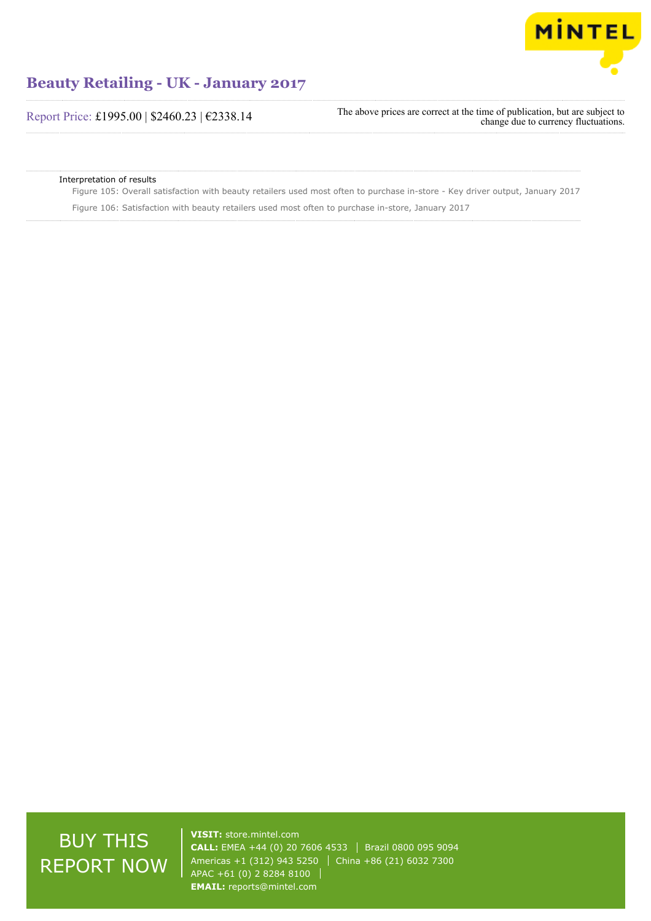Interpretation of results

Figure 105: Overall satisfaction with beauty retailers used most often to purchase in-store - Key driver output, January 2017

Figure 106: Satisfaction with beauty retailers used most often to purchase in-store, January 2017